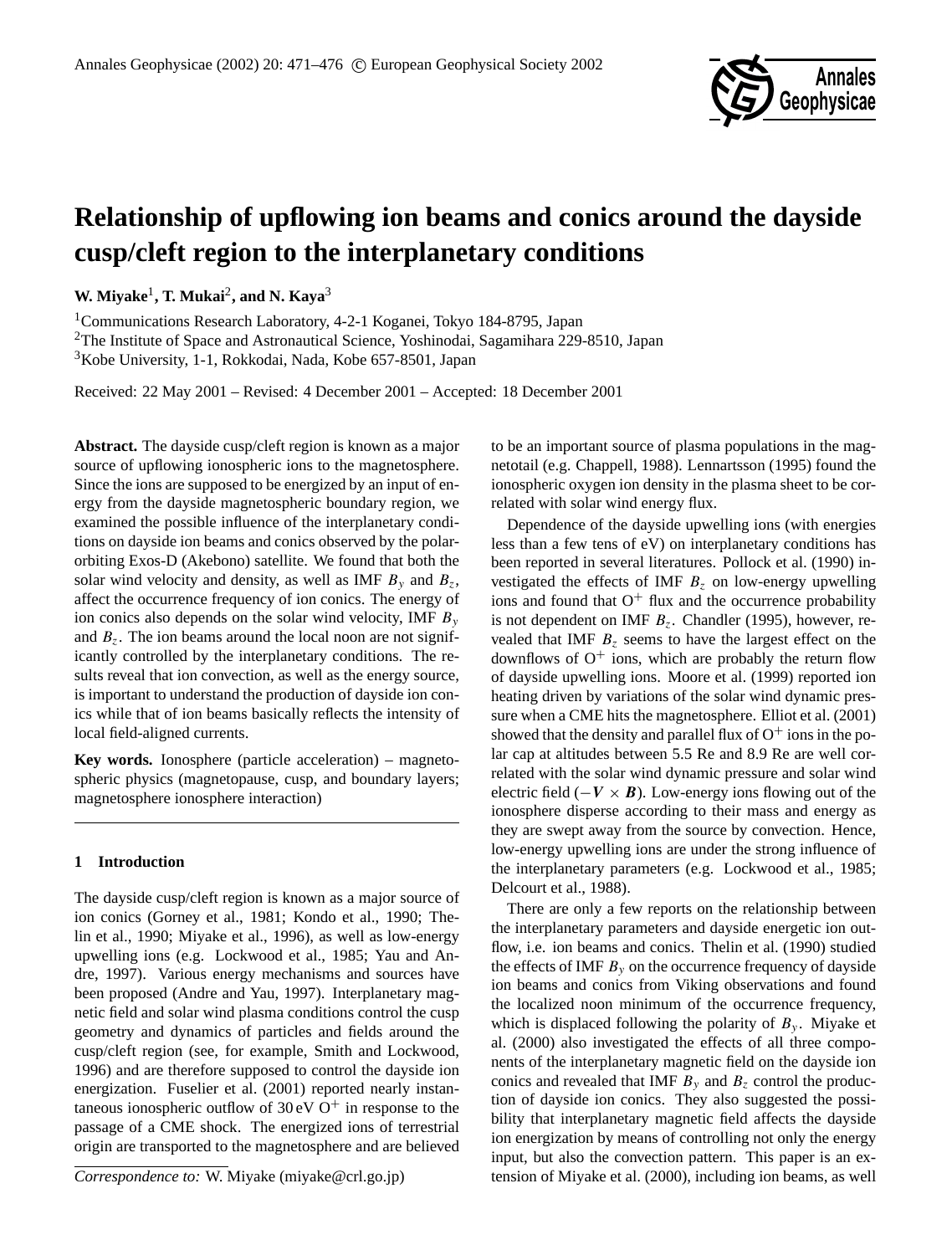# Relationship of upflowing ion beams and conics around the dayside cusp/cleft region to the interplanetary conditions

**W. Miyake**[1], **T. Mukai**[2], **and N. Kaya**[3]

[1]Communications Research Laboratory, 4-2-1 Koganei, Tokyo 184-8795, Japan
[2]The Institute of Space and Astronautical Science, Yoshinodai, Sagamihara 229-8510, Japan
[3]Kobe University, 1-1, Rokkodai, Nada, Kobe 657-8501, Japan

Received: 22 May 2001 – Revised: 4 December 2001 – Accepted: 18 December 2001

**Abstract.** The dayside cusp/cleft region is known as a major source of upflowing ionospheric ions to the magnetosphere. Since the ions are supposed to be energized by an input of energy from the dayside magnetospheric boundary region, we examined the possible influence of the interplanetary conditions on dayside ion beams and conics observed by the polar-orbiting Exos-D (Akebono) satellite. We found that both the solar wind velocity and density, as well as IMF $B_y$ and $B_z$, affect the occurrence frequency of ion conics. The energy of ion conics also depends on the solar wind velocity, IMF $B_y$ and $B_z$. The ion beams around the local noon are not significantly controlled by the interplanetary conditions. The results reveal that ion convection, as well as the energy source, is important to understand the production of dayside ion conics while that of ion beams basically reflects the intensity of local field-aligned currents.

**Key words.** Ionosphere (particle acceleration) – magnetospheric physics (magnetopause, cusp, and boundary layers; magnetosphere ionosphere interaction)

## 1 Introduction

The dayside cusp/cleft region is known as a major source of ion conics (Gorney et al., 1981; Kondo et al., 1990; Thelin et al., 1990; Miyake et al., 1996), as well as low-energy upwelling ions (e.g. Lockwood et al., 1985; Yau and Andre, 1997). Various energy mechanisms and sources have been proposed (Andre and Yau, 1997). Interplanetary magnetic field and solar wind plasma conditions control the cusp geometry and dynamics of particles and fields around the cusp/cleft region (see, for example, Smith and Lockwood, 1996) and are therefore supposed to control the dayside ion energization. Fuselier et al. (2001) reported nearly instantaneous ionospheric outflow of 30 eV $O^+$ in response to the passage of a CME shock. The energized ions of terrestrial origin are transported to the magnetosphere and are believed to be an important source of plasma populations in the magnetotail (e.g. Chappell, 1988). Lennartsson (1995) found the ionospheric oxygen ion density in the plasma sheet to be correlated with solar wind energy flux.

Dependence of the dayside upwelling ions (with energies less than a few tens of eV) on interplanetary conditions has been reported in several literatures. Pollock et al. (1990) investigated the effects of IMF $B_z$ on low-energy upwelling ions and found that $O^+$ flux and the occurrence probability is not dependent on IMF $B_z$. Chandler (1995), however, revealed that IMF $B_z$ seems to have the largest effect on the downflows of $O^+$ ions, which are probably the return flow of dayside upwelling ions. Moore et al. (1999) reported ion heating driven by variations of the solar wind dynamic pressure when a CME hits the magnetosphere. Elliot et al. (2001) showed that the density and parallel flux of $O^+$ ions in the polar cap at altitudes between 5.5 Re and 8.9 Re are well correlated with the solar wind dynamic pressure and solar wind electric field ($-\boldsymbol{V} \times \boldsymbol{B}$). Low-energy ions flowing out of the ionosphere disperse according to their mass and energy as they are swept away from the source by convection. Hence, low-energy upwelling ions are under the strong influence of the interplanetary parameters (e.g. Lockwood et al., 1985; Delcourt et al., 1988).

There are only a few reports on the relationship between the interplanetary parameters and dayside energetic ion outflow, i.e. ion beams and conics. Thelin et al. (1990) studied the effects of IMF $B_y$ on the occurrence frequency of dayside ion beams and conics from Viking observations and found the localized noon minimum of the occurrence frequency, which is displaced following the polarity of $B_y$. Miyake et al. (2000) also investigated the effects of all three components of the interplanetary magnetic field on the dayside ion conics and revealed that IMF $B_y$ and $B_z$ control the production of dayside ion conics. They also suggested the possibility that interplanetary magnetic field affects the dayside ion energization by means of controlling not only the energy input, but also the convection pattern. This paper is an extension of Miyake et al. (2000), including ion beams, as well

*Correspondence to:* W. Miyake (miyake@crl.go.jp)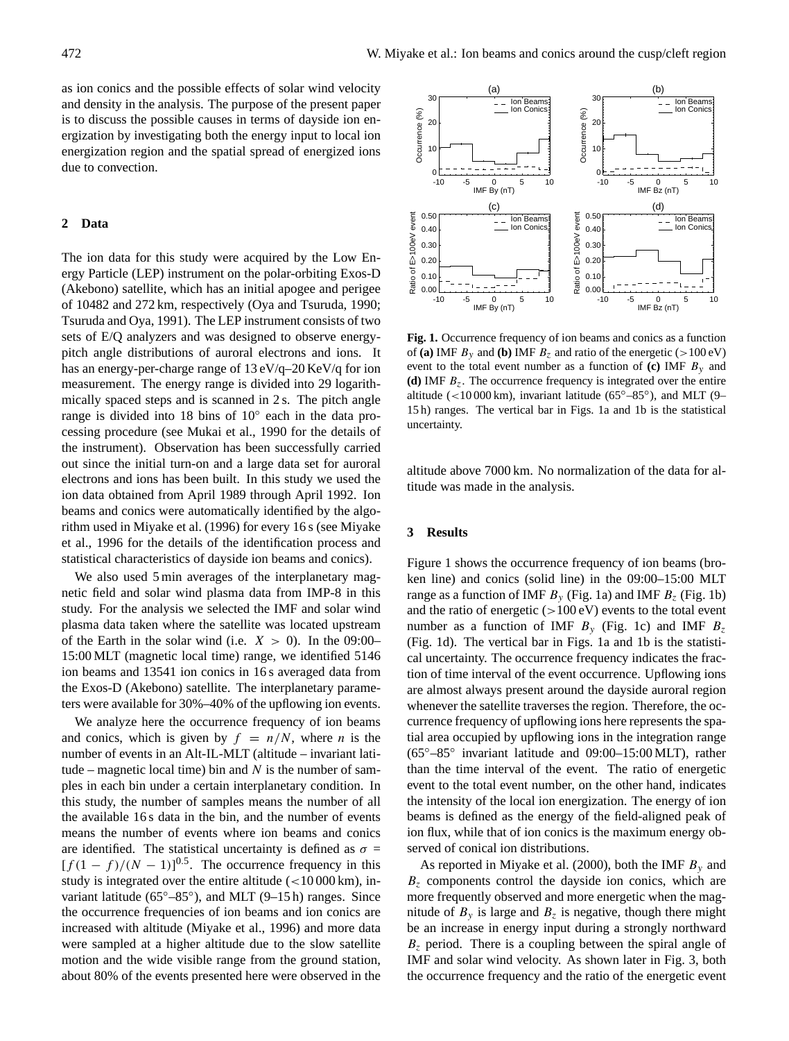as ion conics and the possible effects of solar wind velocity and density in the analysis. The purpose of the present paper is to discuss the possible causes in terms of dayside ion energization by investigating both the energy input to local ion energization region and the spatial spread of energized ions due to convection.

## 2 Data

The ion data for this study were acquired by the Low Energy Particle (LEP) instrument on the polar-orbiting Exos-D (Akebono) satellite, which has an initial apogee and perigee of 10482 and 272 km, respectively (Oya and Tsuruda, 1990; Tsuruda and Oya, 1991). The LEP instrument consists of two sets of E/Q analyzers and was designed to observe energy-pitch angle distributions of auroral electrons and ions. It has an energy-per-charge range of 13 eV/q–20 KeV/q for ion measurement. The energy range is divided into 29 logarithmically spaced steps and is scanned in 2 s. The pitch angle range is divided into 18 bins of 10° each in the data processing procedure (see Mukai et al., 1990 for the details of the instrument). Observation has been successfully carried out since the initial turn-on and a large data set for auroral electrons and ions has been built. In this study we used the ion data obtained from April 1989 through April 1992. Ion beams and conics were automatically identified by the algorithm used in Miyake et al. (1996) for every 16 s (see Miyake et al., 1996 for the details of the identification process and statistical characteristics of dayside ion beams and conics).

We also used 5 min averages of the interplanetary magnetic field and solar wind plasma data from IMP-8 in this study. For the analysis we selected the IMF and solar wind plasma data taken where the satellite was located upstream of the Earth in the solar wind (i.e. $X > 0$). In the 09:00–15:00 MLT (magnetic local time) range, we identified 5146 ion beams and 13541 ion conics in 16 s averaged data from the Exos-D (Akebono) satellite. The interplanetary parameters were available for 30%–40% of the upflowing ion events.

We analyze here the occurrence frequency of ion beams and conics, which is given by $f = n/N$, where $n$ is the number of events in an Alt-IL-MLT (altitude – invariant latitude – magnetic local time) bin and $N$ is the number of samples in each bin under a certain interplanetary condition. In this study, the number of samples means the number of all the available 16 s data in the bin, and the number of events means the number of events where ion beams and conics are identified. The statistical uncertainty is defined as $\sigma = [f(1-f)/(N-1)]^{0.5}$. The occurrence frequency in this study is integrated over the entire altitude (<10 000 km), invariant latitude (65°–85°), and MLT (9–15 h) ranges. Since the occurrence frequencies of ion beams and ion conics are increased with altitude (Miyake et al., 1996) and more data were sampled at a higher altitude due to the slow satellite motion and the wide visible range from the ground station, about 80% of the events presented here were observed in the altitude above 7000 km. No normalization of the data for altitude was made in the analysis.

**Fig. 1.** Occurrence frequency of ion beams and conics as a function of **(a)** IMF $B_y$ and **(b)** IMF $B_z$ and ratio of the energetic (>100 eV) event to the total event number as a function of **(c)** IMF $B_y$ and **(d)** IMF $B_z$. The occurrence frequency is integrated over the entire altitude (<10 000 km), invariant latitude (65°–85°), and MLT (9–15 h) ranges. The vertical bar in Figs. 1a and 1b is the statistical uncertainty.

## 3 Results

Figure 1 shows the occurrence frequency of ion beams (broken line) and conics (solid line) in the 09:00–15:00 MLT range as a function of IMF $B_y$ (Fig. 1a) and IMF $B_z$ (Fig. 1b) and the ratio of energetic (>100 eV) events to the total event number as a function of IMF $B_y$ (Fig. 1c) and IMF $B_z$ (Fig. 1d). The vertical bar in Figs. 1a and 1b is the statistical uncertainty. The occurrence frequency indicates the fraction of time interval of the event occurrence. Upflowing ions are almost always present around the dayside auroral region whenever the satellite traverses the region. Therefore, the occurrence frequency of upflowing ions here represents the spatial area occupied by upflowing ions in the integration range (65°–85° invariant latitude and 09:00–15:00 MLT), rather than the time interval of the event. The ratio of energetic event to the total event number, on the other hand, indicates the intensity of the local ion energization. The energy of ion beams is defined as the energy of the field-aligned peak of ion flux, while that of ion conics is the maximum energy observed of conical ion distributions.

As reported in Miyake et al. (2000), both the IMF $B_y$ and $B_z$ components control the dayside ion conics, which are more frequently observed and more energetic when the magnitude of $B_y$ is large and $B_z$ is negative, though there might be an increase in energy input during a strongly northward $B_z$ period. There is a coupling between the spiral angle of IMF and solar wind velocity. As shown later in Fig. 3, both the occurrence frequency and the ratio of the energetic event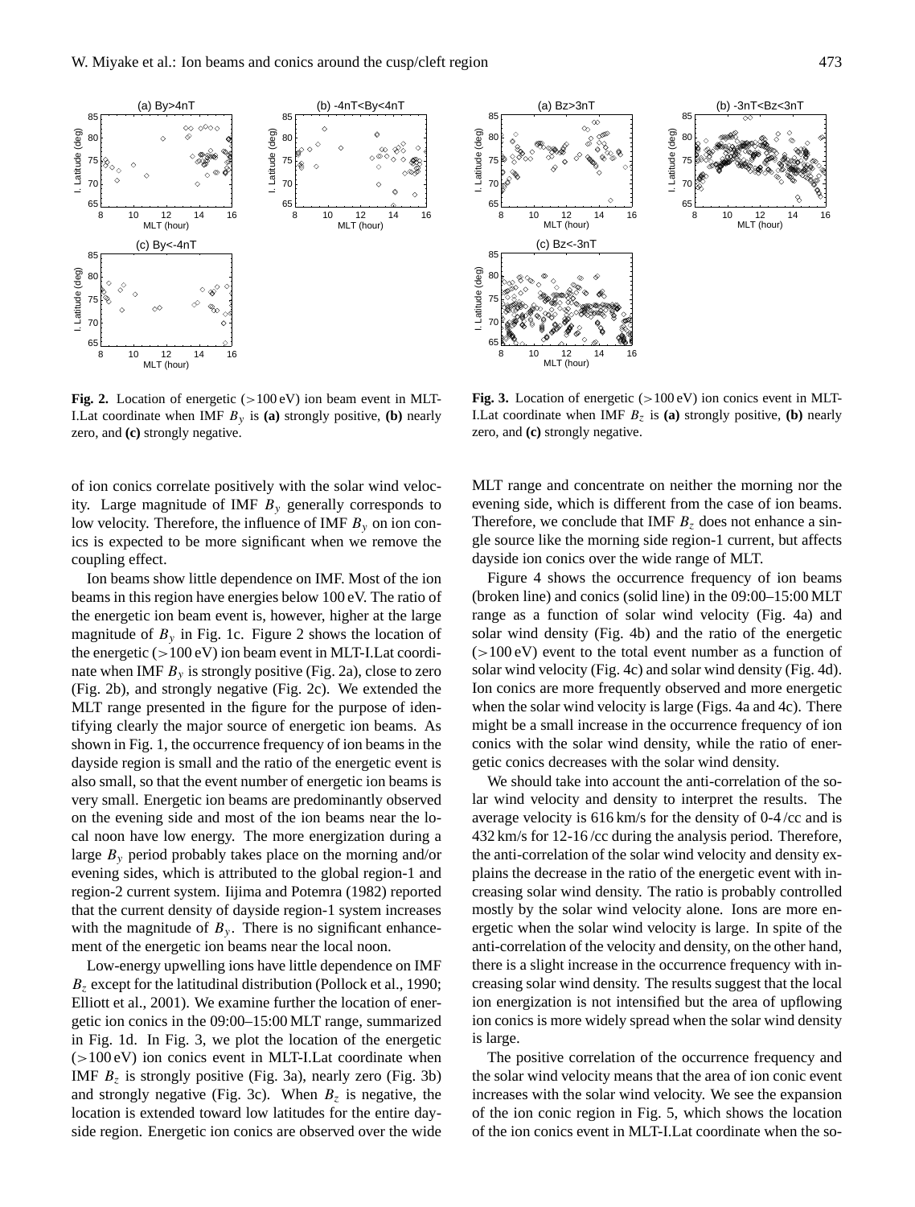**Fig. 2.** Location of energetic (>100 eV) ion beam event in MLT-I.Lat coordinate when IMF $B_y$ is **(a)** strongly positive, **(b)** nearly zero, and **(c)** strongly negative.

**Fig. 3.** Location of energetic (>100 eV) ion conics event in MLT-I.Lat coordinate when IMF $B_z$ is **(a)** strongly positive, **(b)** nearly zero, and **(c)** strongly negative.

of ion conics correlate positively with the solar wind velocity. Large magnitude of IMF $B_y$ generally corresponds to low velocity. Therefore, the influence of IMF $B_y$ on ion conics is expected to be more significant when we remove the coupling effect.

Ion beams show little dependence on IMF. Most of the ion beams in this region have energies below 100 eV. The ratio of the energetic ion beam event is, however, higher at the large magnitude of $B_y$ in Fig. 1c. Figure 2 shows the location of the energetic (>100 eV) ion beam event in MLT-I.Lat coordinate when IMF $B_y$ is strongly positive (Fig. 2a), close to zero (Fig. 2b), and strongly negative (Fig. 2c). We extended the MLT range presented in the figure for the purpose of identifying clearly the major source of energetic ion beams. As shown in Fig. 1, the occurrence frequency of ion beams in the dayside region is small and the ratio of the energetic event is also small, so that the event number of energetic ion beams is very small. Energetic ion beams are predominantly observed on the evening side and most of the ion beams near the local noon have low energy. The more energization during a large $B_y$ period probably takes place on the morning and/or evening sides, which is attributed to the global region-1 and region-2 current system. Iijima and Potemra (1982) reported that the current density of dayside region-1 system increases with the magnitude of $B_y$. There is no significant enhancement of the energetic ion beams near the local noon.

Low-energy upwelling ions have little dependence on IMF $B_z$ except for the latitudinal distribution (Pollock et al., 1990; Elliott et al., 2001). We examine further the location of energetic ion conics in the 09:00–15:00 MLT range, summarized in Fig. 1d. In Fig. 3, we plot the location of the energetic (>100 eV) ion conics event in MLT-I.Lat coordinate when IMF $B_z$ is strongly positive (Fig. 3a), nearly zero (Fig. 3b) and strongly negative (Fig. 3c). When $B_z$ is negative, the location is extended toward low latitudes for the entire dayside region. Energetic ion conics are observed over the wide MLT range and concentrate on neither the morning nor the evening side, which is different from the case of ion beams. Therefore, we conclude that IMF $B_z$ does not enhance a single source like the morning side region-1 current, but affects dayside ion conics over the wide range of MLT.

Figure 4 shows the occurrence frequency of ion beams (broken line) and conics (solid line) in the 09:00–15:00 MLT range as a function of solar wind velocity (Fig. 4a) and solar wind density (Fig. 4b) and the ratio of the energetic (>100 eV) event to the total event number as a function of solar wind velocity (Fig. 4c) and solar wind density (Fig. 4d). Ion conics are more frequently observed and more energetic when the solar wind velocity is large (Figs. 4a and 4c). There might be a small increase in the occurrence frequency of ion conics with the solar wind density, while the ratio of energetic conics decreases with the solar wind density.

We should take into account the anti-correlation of the solar wind velocity and density to interpret the results. The average velocity is 616 km/s for the density of 0-4 /cc and is 432 km/s for 12-16 /cc during the analysis period. Therefore, the anti-correlation of the solar wind velocity and density explains the decrease in the ratio of the energetic event with increasing solar wind density. The ratio is probably controlled mostly by the solar wind velocity alone. Ions are more energetic when the solar wind velocity is large. In spite of the anti-correlation of the velocity and density, on the other hand, there is a slight increase in the occurrence frequency with increasing solar wind density. The results suggest that the local ion energization is not intensified but the area of upflowing ion conics is more widely spread when the solar wind density is large.

The positive correlation of the occurrence frequency and the solar wind velocity means that the area of ion conic event increases with the solar wind velocity. We see the expansion of the ion conic region in Fig. 5, which shows the location of the ion conics event in MLT-I.Lat coordinate when the so-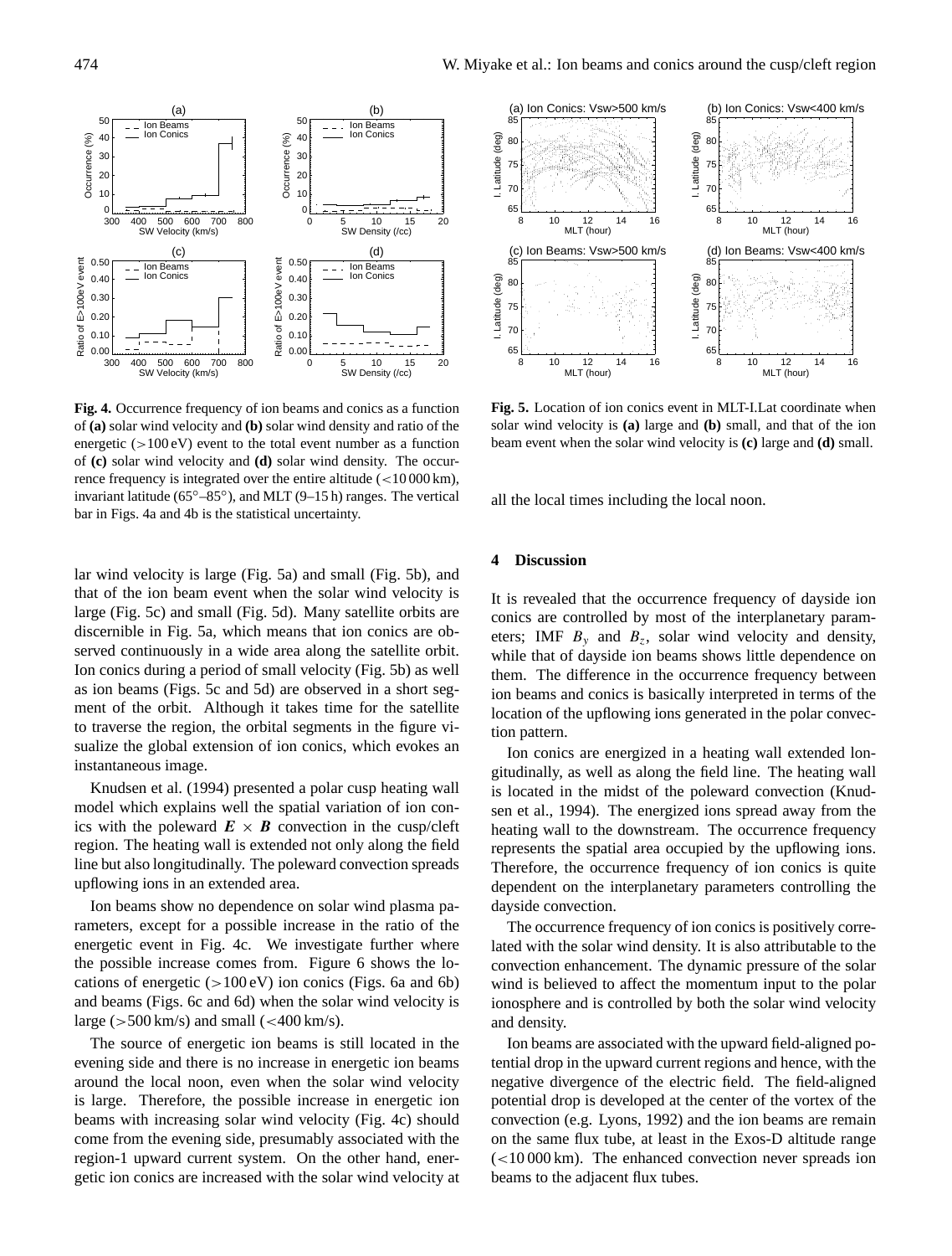**Fig. 4.** Occurrence frequency of ion beams and conics as a function of **(a)** solar wind velocity and **(b)** solar wind density and ratio of the energetic (>100 eV) event to the total event number as a function of **(c)** solar wind velocity and **(d)** solar wind density. The occurrence frequency is integrated over the entire altitude (<10 000 km), invariant latitude (65°–85°), and MLT (9–15 h) ranges. The vertical bar in Figs. 4a and 4b is the statistical uncertainty.

**Fig. 5.** Location of ion conics event in MLT-I.Lat coordinate when solar wind velocity is **(a)** large and **(b)** small, and that of the ion beam event when the solar wind velocity is **(c)** large and **(d)** small.

lar wind velocity is large (Fig. 5a) and small (Fig. 5b), and that of the ion beam event when the solar wind velocity is large (Fig. 5c) and small (Fig. 5d). Many satellite orbits are discernible in Fig. 5a, which means that ion conics are observed continuously in a wide area along the satellite orbit. Ion conics during a period of small velocity (Fig. 5b) as well as ion beams (Figs. 5c and 5d) are observed in a short segment of the orbit. Although it takes time for the satellite to traverse the region, the orbital segments in the figure visualize the global extension of ion conics, which evokes an instantaneous image.

Knudsen et al. (1994) presented a polar cusp heating wall model which explains well the spatial variation of ion conics with the poleward $\boldsymbol{E} \times \boldsymbol{B}$ convection in the cusp/cleft region. The heating wall is extended not only along the field line but also longitudinally. The poleward convection spreads upflowing ions in an extended area.

Ion beams show no dependence on solar wind plasma parameters, except for a possible increase in the ratio of the energetic event in Fig. 4c. We investigate further where the possible increase comes from. Figure 6 shows the locations of energetic (>100 eV) ion conics (Figs. 6a and 6b) and beams (Figs. 6c and 6d) when the solar wind velocity is large (>500 km/s) and small (<400 km/s).

The source of energetic ion beams is still located in the evening side and there is no increase in energetic ion beams around the local noon, even when the solar wind velocity is large. Therefore, the possible increase in energetic ion beams with increasing solar wind velocity (Fig. 4c) should come from the evening side, presumably associated with the region-1 upward current system. On the other hand, energetic ion conics are increased with the solar wind velocity at all the local times including the local noon.

## 4 Discussion

It is revealed that the occurrence frequency of dayside ion conics are controlled by most of the interplanetary parameters; IMF $B_y$ and $B_z$, solar wind velocity and density, while that of dayside ion beams shows little dependence on them. The difference in the occurrence frequency between ion beams and conics is basically interpreted in terms of the location of the upflowing ions generated in the polar convection pattern.

Ion conics are energized in a heating wall extended longitudinally, as well as along the field line. The heating wall is located in the midst of the poleward convection (Knudsen et al., 1994). The energized ions spread away from the heating wall to the downstream. The occurrence frequency represents the spatial area occupied by the upflowing ions. Therefore, the occurrence frequency of ion conics is quite dependent on the interplanetary parameters controlling the dayside convection.

The occurrence frequency of ion conics is positively correlated with the solar wind density. It is also attributable to the convection enhancement. The dynamic pressure of the solar wind is believed to affect the momentum input to the polar ionosphere and is controlled by both the solar wind velocity and density.

Ion beams are associated with the upward field-aligned potential drop in the upward current regions and hence, with the negative divergence of the electric field. The field-aligned potential drop is developed at the center of the vortex of the convection (e.g. Lyons, 1992) and the ion beams are remain on the same flux tube, at least in the Exos-D altitude range (<10 000 km). The enhanced convection never spreads ion beams to the adjacent flux tubes.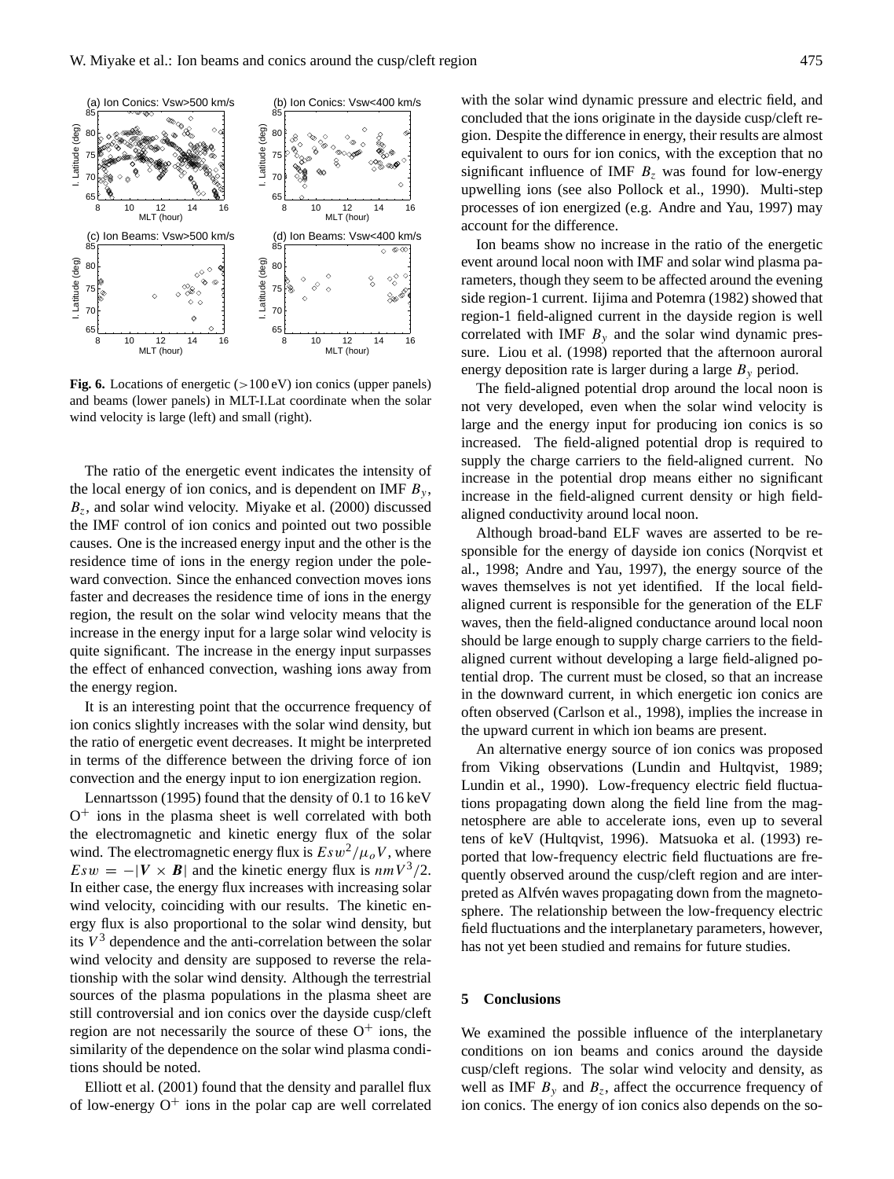**Fig. 6.** Locations of energetic (>100 eV) ion conics (upper panels) and beams (lower panels) in MLT-I.Lat coordinate when the solar wind velocity is large (left) and small (right).

The ratio of the energetic event indicates the intensity of the local energy of ion conics, and is dependent on IMF $B_y$, $B_z$, and solar wind velocity. Miyake et al. (2000) discussed the IMF control of ion conics and pointed out two possible causes. One is the increased energy input and the other is the residence time of ions in the energy region under the poleward convection. Since the enhanced convection moves ions faster and decreases the residence time of ions in the energy region, the result on the solar wind velocity means that the increase in the energy input for a large solar wind velocity is quite significant. The increase in the energy input surpasses the effect of enhanced convection, washing ions away from the energy region.

It is an interesting point that the occurrence frequency of ion conics slightly increases with the solar wind density, but the ratio of energetic event decreases. It might be interpreted in terms of the difference between the driving force of ion convection and the energy input to ion energization region.

Lennartsson (1995) found that the density of 0.1 to 16 keV $O^+$ ions in the plasma sheet is well correlated with both the electromagnetic and kinetic energy flux of the solar wind. The electromagnetic energy flux is $Esw^2/\mu_o V$, where $Esw = -|\boldsymbol{V} \times \boldsymbol{B}|$ and the kinetic energy flux is $nmV^3/2$. In either case, the energy flux increases with increasing solar wind velocity, coinciding with our results. The kinetic energy flux is also proportional to the solar wind density, but its $V^3$ dependence and the anti-correlation between the solar wind velocity and density are supposed to reverse the relationship with the solar wind density. Although the terrestrial sources of the plasma populations in the plasma sheet are still controversial and ion conics over the dayside cusp/cleft region are not necessarily the source of these $O^+$ ions, the similarity of the dependence on the solar wind plasma conditions should be noted.

Elliott et al. (2001) found that the density and parallel flux of low-energy $O^+$ ions in the polar cap are well correlated with the solar wind dynamic pressure and electric field, and concluded that the ions originate in the dayside cusp/cleft region. Despite the difference in energy, their results are almost equivalent to ours for ion conics, with the exception that no significant influence of IMF $B_z$ was found for low-energy upwelling ions (see also Pollock et al., 1990). Multi-step processes of ion energized (e.g. Andre and Yau, 1997) may account for the difference.

Ion beams show no increase in the ratio of the energetic event around local noon with IMF and solar wind plasma parameters, though they seem to be affected around the evening side region-1 current. Iijima and Potemra (1982) showed that region-1 field-aligned current in the dayside region is well correlated with IMF $B_y$ and the solar wind dynamic pressure. Liou et al. (1998) reported that the afternoon auroral energy deposition rate is larger during a large $B_y$ period.

The field-aligned potential drop around the local noon is not very developed, even when the solar wind velocity is large and the energy input for producing ion conics is so increased. The field-aligned potential drop is required to supply the charge carriers to the field-aligned current. No increase in the potential drop means either no significant increase in the field-aligned current density or high field-aligned conductivity around local noon.

Although broad-band ELF waves are asserted to be responsible for the energy of dayside ion conics (Norqvist et al., 1998; Andre and Yau, 1997), the energy source of the waves themselves is not yet identified. If the local field-aligned current is responsible for the generation of the ELF waves, then the field-aligned conductance around local noon should be large enough to supply charge carriers to the field-aligned current without developing a large field-aligned potential drop. The current must be closed, so that an increase in the downward current, in which energetic ion conics are often observed (Carlson et al., 1998), implies the increase in the upward current in which ion beams are present.

An alternative energy source of ion conics was proposed from Viking observations (Lundin and Hultqvist, 1989; Lundin et al., 1990). Low-frequency electric field fluctuations propagating down along the field line from the magnetosphere are able to accelerate ions, even up to several tens of keV (Hultqvist, 1996). Matsuoka et al. (1993) reported that low-frequency electric field fluctuations are frequently observed around the cusp/cleft region and are interpreted as Alfvén waves propagating down from the magnetosphere. The relationship between the low-frequency electric field fluctuations and the interplanetary parameters, however, has not yet been studied and remains for future studies.

## 5 Conclusions

We examined the possible influence of the interplanetary conditions on ion beams and conics around the dayside cusp/cleft regions. The solar wind velocity and density, as well as IMF $B_y$ and $B_z$, affect the occurrence frequency of ion conics. The energy of ion conics also depends on the so-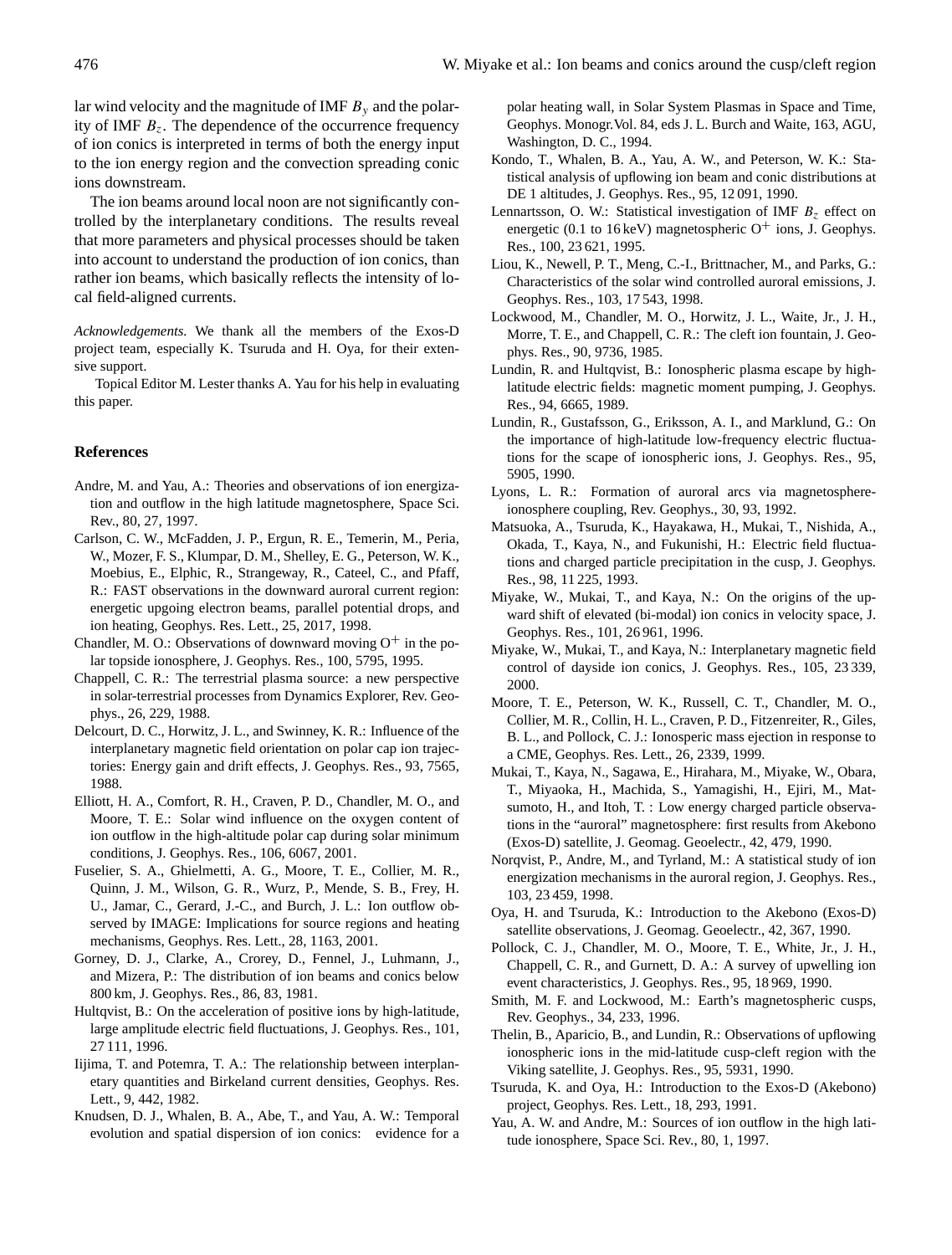lar wind velocity and the magnitude of IMF $B_y$ and the polarity of IMF $B_z$. The dependence of the occurrence frequency of ion conics is interpreted in terms of both the energy input to the ion energy region and the convection spreading conic ions downstream.

The ion beams around local noon are not significantly controlled by the interplanetary conditions. The results reveal that more parameters and physical processes should be taken into account to understand the production of ion conics, than rather ion beams, which basically reflects the intensity of local field-aligned currents.

*Acknowledgements.* We thank all the members of the Exos-D project team, especially K. Tsuruda and H. Oya, for their extensive support.

Topical Editor M. Lester thanks A. Yau for his help in evaluating this paper.

## References

Andre, M. and Yau, A.: Theories and observations of ion energization and outflow in the high latitude magnetosphere, Space Sci. Rev., 80, 27, 1997.

Carlson, C. W., McFadden, J. P., Ergun, R. E., Temerin, M., Peria, W., Mozer, F. S., Klumpar, D. M., Shelley, E. G., Peterson, W. K., Moebius, E., Elphic, R., Strangeway, R., Cateel, C., and Pfaff, R.: FAST observations in the downward auroral current region: energetic upgoing electron beams, parallel potential drops, and ion heating, Geophys. Res. Lett., 25, 2017, 1998.

Chandler, M. O.: Observations of downward moving $O^+$ in the polar topside ionosphere, J. Geophys. Res., 100, 5795, 1995.

Chappell, C. R.: The terrestrial plasma source: a new perspective in solar-terrestrial processes from Dynamics Explorer, Rev. Geophys., 26, 229, 1988.

Delcourt, D. C., Horwitz, J. L., and Swinney, K. R.: Influence of the interplanetary magnetic field orientation on polar cap ion trajectories: Energy gain and drift effects, J. Geophys. Res., 93, 7565, 1988.

Elliott, H. A., Comfort, R. H., Craven, P. D., Chandler, M. O., and Moore, T. E.: Solar wind influence on the oxygen content of ion outflow in the high-altitude polar cap during solar minimum conditions, J. Geophys. Res., 106, 6067, 2001.

Fuselier, S. A., Ghielmetti, A. G., Moore, T. E., Collier, M. R., Quinn, J. M., Wilson, G. R., Wurz, P., Mende, S. B., Frey, H. U., Jamar, C., Gerard, J.-C., and Burch, J. L.: Ion outflow observed by IMAGE: Implications for source regions and heating mechanisms, Geophys. Res. Lett., 28, 1163, 2001.

Gorney, D. J., Clarke, A., Crorey, D., Fennel, J., Luhmann, J., and Mizera, P.: The distribution of ion beams and conics below 800 km, J. Geophys. Res., 86, 83, 1981.

Hultqvist, B.: On the acceleration of positive ions by high-latitude, large amplitude electric field fluctuations, J. Geophys. Res., 101, 27 111, 1996.

Iijima, T. and Potemra, T. A.: The relationship between interplanetary quantities and Birkeland current densities, Geophys. Res. Lett., 9, 442, 1982.

Knudsen, D. J., Whalen, B. A., Abe, T., and Yau, A. W.: Temporal evolution and spatial dispersion of ion conics: evidence for a polar heating wall, in Solar System Plasmas in Space and Time, Geophys. Monogr.Vol. 84, eds J. L. Burch and Waite, 163, AGU, Washington, D. C., 1994.

Kondo, T., Whalen, B. A., Yau, A. W., and Peterson, W. K.: Statistical analysis of upflowing ion beam and conic distributions at DE 1 altitudes, J. Geophys. Res., 95, 12 091, 1990.

Lennartsson, O. W.: Statistical investigation of IMF $B_z$ effect on energetic (0.1 to 16 keV) magnetospheric $O^+$ ions, J. Geophys. Res., 100, 23 621, 1995.

Liou, K., Newell, P. T., Meng, C.-I., Brittnacher, M., and Parks, G.: Characteristics of the solar wind controlled auroral emissions, J. Geophys. Res., 103, 17 543, 1998.

Lockwood, M., Chandler, M. O., Horwitz, J. L., Waite, Jr., J. H., Morre, T. E., and Chappell, C. R.: The cleft ion fountain, J. Geophys. Res., 90, 9736, 1985.

Lundin, R. and Hultqvist, B.: Ionospheric plasma escape by high-latitude electric fields: magnetic moment pumping, J. Geophys. Res., 94, 6665, 1989.

Lundin, R., Gustafsson, G., Eriksson, A. I., and Marklund, G.: On the importance of high-latitude low-frequency electric fluctuations for the scape of ionospheric ions, J. Geophys. Res., 95, 5905, 1990.

Lyons, L. R.: Formation of auroral arcs via magnetosphere-ionosphere coupling, Rev. Geophys., 30, 93, 1992.

Matsuoka, A., Tsuruda, K., Hayakawa, H., Mukai, T., Nishida, A., Okada, T., Kaya, N., and Fukunishi, H.: Electric field fluctuations and charged particle precipitation in the cusp, J. Geophys. Res., 98, 11 225, 1993.

Miyake, W., Mukai, T., and Kaya, N.: On the origins of the upward shift of elevated (bi-modal) ion conics in velocity space, J. Geophys. Res., 101, 26 961, 1996.

Miyake, W., Mukai, T., and Kaya, N.: Interplanetary magnetic field control of dayside ion conics, J. Geophys. Res., 105, 23 339, 2000.

Moore, T. E., Peterson, W. K., Russell, C. T., Chandler, M. O., Collier, M. R., Collin, H. L., Craven, P. D., Fitzenreiter, R., Giles, B. L., and Pollock, C. J.: Ionosperic mass ejection in response to a CME, Geophys. Res. Lett., 26, 2339, 1999.

Mukai, T., Kaya, N., Sagawa, E., Hirahara, M., Miyake, W., Obara, T., Miyaoka, H., Machida, S., Yamagishi, H., Ejiri, M., Matsumoto, H., and Itoh, T. : Low energy charged particle observations in the "auroral" magnetosphere: first results from Akebono (Exos-D) satellite, J. Geomag. Geoelectr., 42, 479, 1990.

Norqvist, P., Andre, M., and Tyrland, M.: A statistical study of ion energization mechanisms in the auroral region, J. Geophys. Res., 103, 23 459, 1998.

Oya, H. and Tsuruda, K.: Introduction to the Akebono (Exos-D) satellite observations, J. Geomag. Geoelectr., 42, 367, 1990.

Pollock, C. J., Chandler, M. O., Moore, T. E., White, Jr., J. H., Chappell, C. R., and Gurnett, D. A.: A survey of upwelling ion event characteristics, J. Geophys. Res., 95, 18 969, 1990.

Smith, M. F. and Lockwood, M.: Earth's magnetospheric cusps, Rev. Geophys., 34, 233, 1996.

Thelin, B., Aparicio, B., and Lundin, R.: Observations of upflowing ionospheric ions in the mid-latitude cusp-cleft region with the Viking satellite, J. Geophys. Res., 95, 5931, 1990.

Tsuruda, K. and Oya, H.: Introduction to the Exos-D (Akebono) project, Geophys. Res. Lett., 18, 293, 1991.

Yau, A. W. and Andre, M.: Sources of ion outflow in the high latitude ionosphere, Space Sci. Rev., 80, 1, 1997.